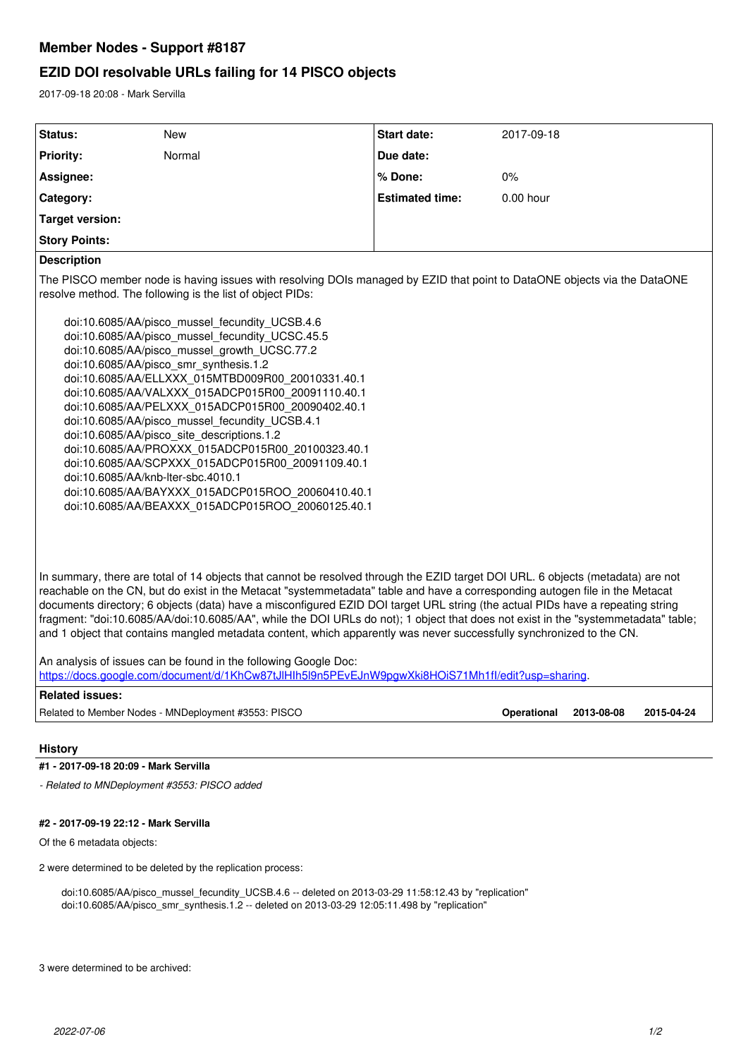# Member Nodes - Support #8187

## EZID DOI resolvable URLs failing for 14 PISCO objects

2017-09-18 20:08 - Mark Servilla

| Status: | New | Start date: | 2017-09-18 |
|---|---|---|---|
| Priority: | Normal | Due date: | |
| Assignee: | | % Done: | 0% |
| Category: | | Estimated time: | 0.00 hour |
| Target version: | | | |
| Story Points: | | | |

**Description**

The PISCO member node is having issues with resolving DOIs managed by EZID that point to DataONE objects via the DataONE resolve method. The following is the list of object PIDs:

doi:10.6085/AA/pisco_mussel_fecundity_UCSB.4.6
doi:10.6085/AA/pisco_mussel_fecundity_UCSC.45.5
doi:10.6085/AA/pisco_mussel_growth_UCSC.77.2
doi:10.6085/AA/pisco_smr_synthesis.1.2
doi:10.6085/AA/ELLXXX_015MTBD009R00_20010331.40.1
doi:10.6085/AA/VALXXX_015ADCP015R00_20091110.40.1
doi:10.6085/AA/PELXXX_015ADCP015R00_20090402.40.1
doi:10.6085/AA/pisco_mussel_fecundity_UCSB.4.1
doi:10.6085/AA/pisco_site_descriptions.1.2
doi:10.6085/AA/PROXXX_015ADCP015R00_20100323.40.1
doi:10.6085/AA/SCPXXX_015ADCP015R00_20091109.40.1
doi:10.6085/AA/knb-lter-sbc.4010.1
doi:10.6085/AA/BAYXXX_015ADCP015ROO_20060410.40.1
doi:10.6085/AA/BEAXXX_015ADCP015ROO_20060125.40.1

In summary, there are total of 14 objects that cannot be resolved through the EZID target DOI URL. 6 objects (metadata) are not reachable on the CN, but do exist in the Metacat "systemmetadata" table and have a corresponding autogen file in the Metacat documents directory; 6 objects (data) have a misconfigured EZID DOI target URL string (the actual PIDs have a repeating string fragment: "doi:10.6085/AA/doi:10.6085/AA", while the DOI URLs do not); 1 object that does not exist in the "systemmetadata" table; and 1 object that contains mangled metadata content, which apparently was never successfully synchronized to the CN.

An analysis of issues can be found in the following Google Doc: https://docs.google.com/document/d/1KhCw87tJlHIh5l9n5PEvEJnW9pgwXki8HOiS71Mh1fI/edit?usp=sharing.

**Related issues:**

| Related to Member Nodes - MNDeployment #3553: PISCO | Operational | 2013-08-08 | 2015-04-24 |
|---|---|---|---|

## History

#### #1 - 2017-09-18 20:09 - Mark Servilla

*- Related to MNDeployment #3553: PISCO added*

#### #2 - 2017-09-19 22:12 - Mark Servilla

Of the 6 metadata objects:

2 were determined to be deleted by the replication process:

doi:10.6085/AA/pisco_mussel_fecundity_UCSB.4.6 -- deleted on 2013-03-29 11:58:12.43 by "replication"
doi:10.6085/AA/pisco_smr_synthesis.1.2 -- deleted on 2013-03-29 12:05:11.498 by "replication"

3 were determined to be archived: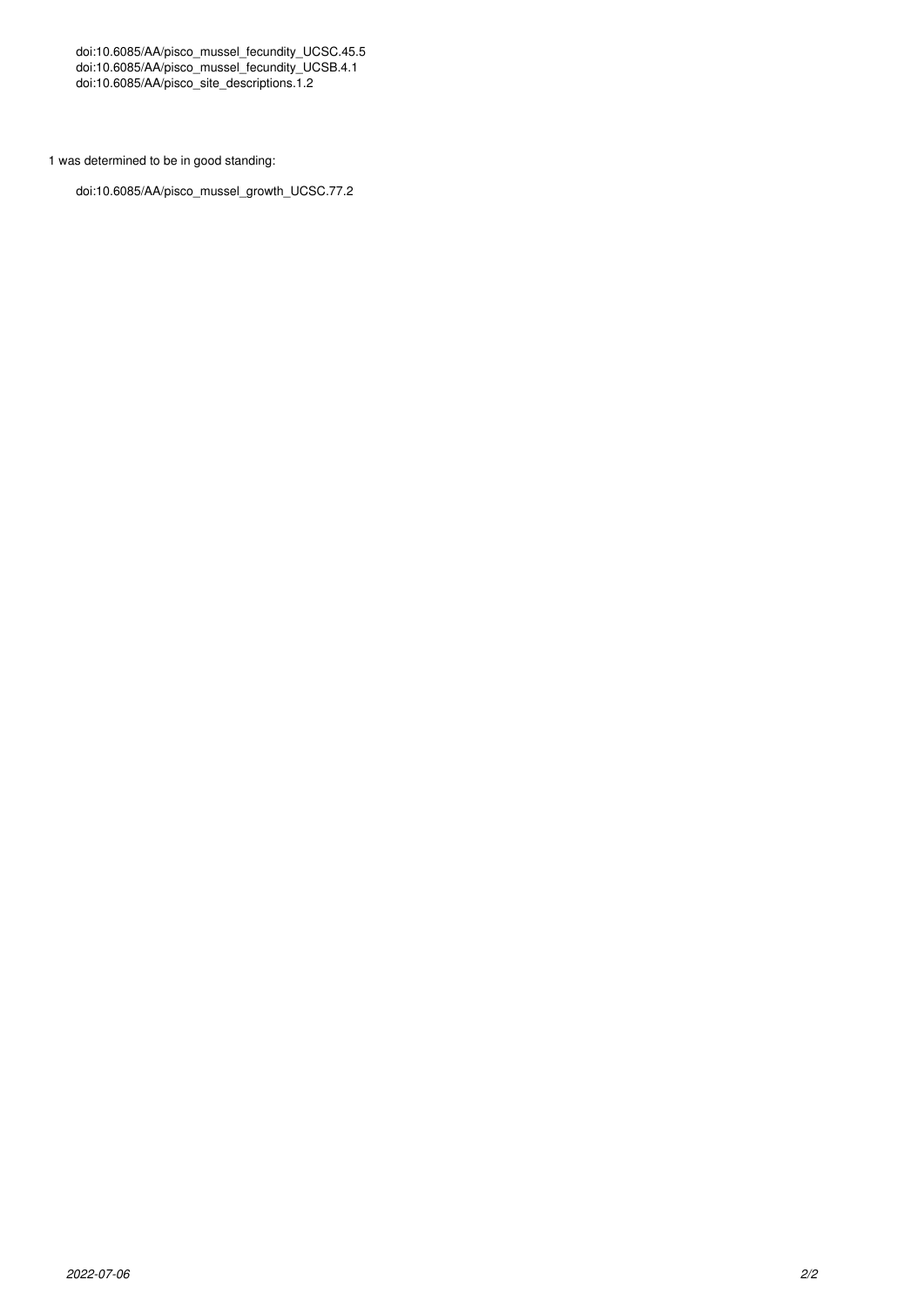doi:10.6085/AA/pisco_mussel_fecundity_UCSC.45.5
doi:10.6085/AA/pisco_mussel_fecundity_UCSB.4.1
doi:10.6085/AA/pisco_site_descriptions.1.2

1 was determined to be in good standing:

doi:10.6085/AA/pisco_mussel_growth_UCSC.77.2

*2022-07-06*